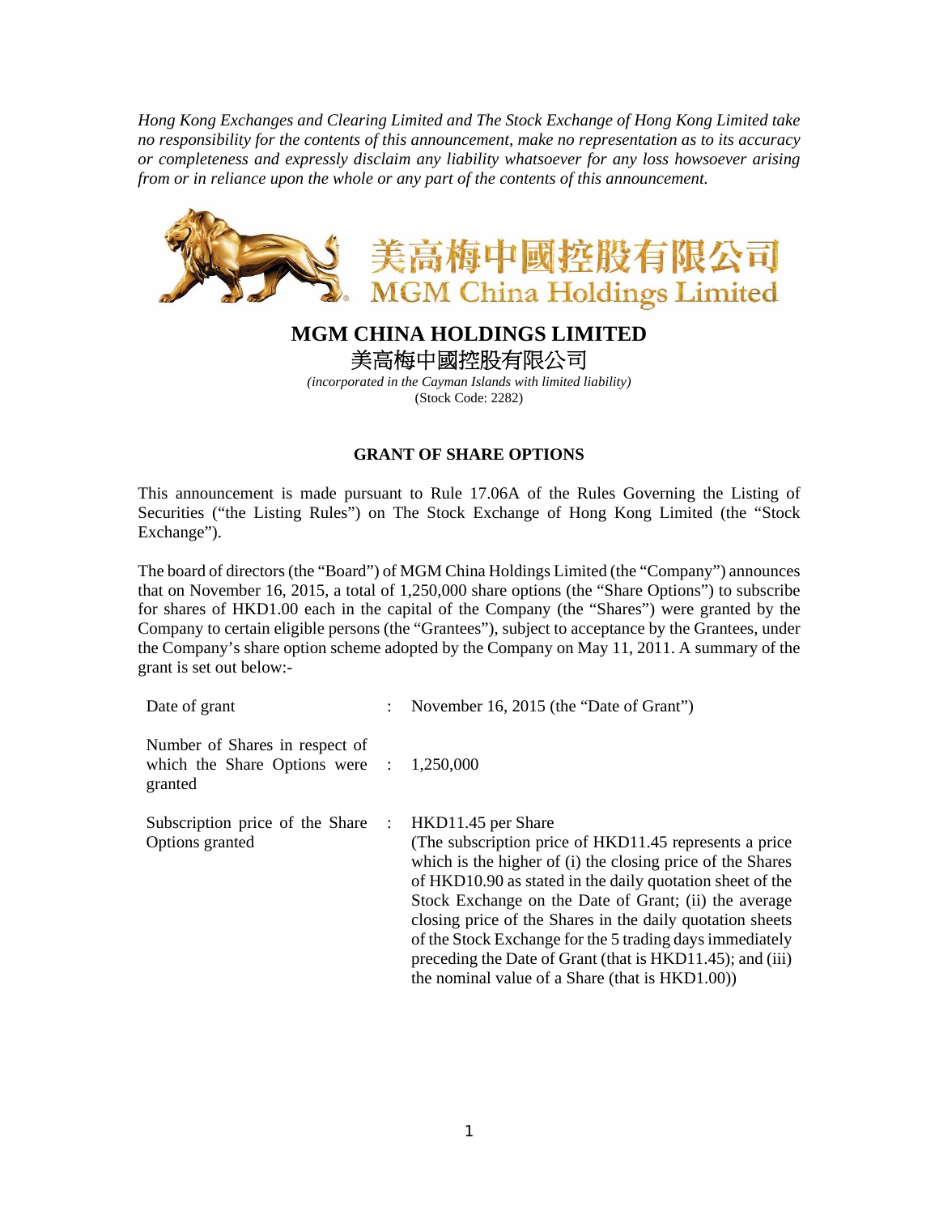*Hong Kong Exchanges and Clearing Limited and The Stock Exchange of Hong Kong Limited take no responsibility for the contents of this announcement, make no representation as to its accuracy or completeness and expressly disclaim any liability whatsoever for any loss howsoever arising from or in reliance upon the whole or any part of the contents of this announcement.*

美高梅中國控股有限公司
MGM China Holdings Limited

# MGM CHINA HOLDINGS LIMITED
# 美高梅中國控股有限公司

*(incorporated in the Cayman Islands with limited liability)*
(Stock Code: 2282)

## GRANT OF SHARE OPTIONS

This announcement is made pursuant to Rule 17.06A of the Rules Governing the Listing of Securities ("the Listing Rules") on The Stock Exchange of Hong Kong Limited (the "Stock Exchange").

The board of directors (the "Board") of MGM China Holdings Limited (the "Company") announces that on November 16, 2015, a total of 1,250,000 share options (the "Share Options") to subscribe for shares of HKD1.00 each in the capital of the Company (the "Shares") were granted by the Company to certain eligible persons (the "Grantees"), subject to acceptance by the Grantees, under the Company's share option scheme adopted by the Company on May 11, 2011. A summary of the grant is set out below:-

| | | |
|---|---|---|
| Date of grant | : | November 16, 2015 (the "Date of Grant") |
| Number of Shares in respect of which the Share Options were granted | : | 1,250,000 |
| Subscription price of the Share Options granted | : | HKD11.45 per Share (The subscription price of HKD11.45 represents a price which is the higher of (i) the closing price of the Shares of HKD10.90 as stated in the daily quotation sheet of the Stock Exchange on the Date of Grant; (ii) the average closing price of the Shares in the daily quotation sheets of the Stock Exchange for the 5 trading days immediately preceding the Date of Grant (that is HKD11.45); and (iii) the nominal value of a Share (that is HKD1.00)) |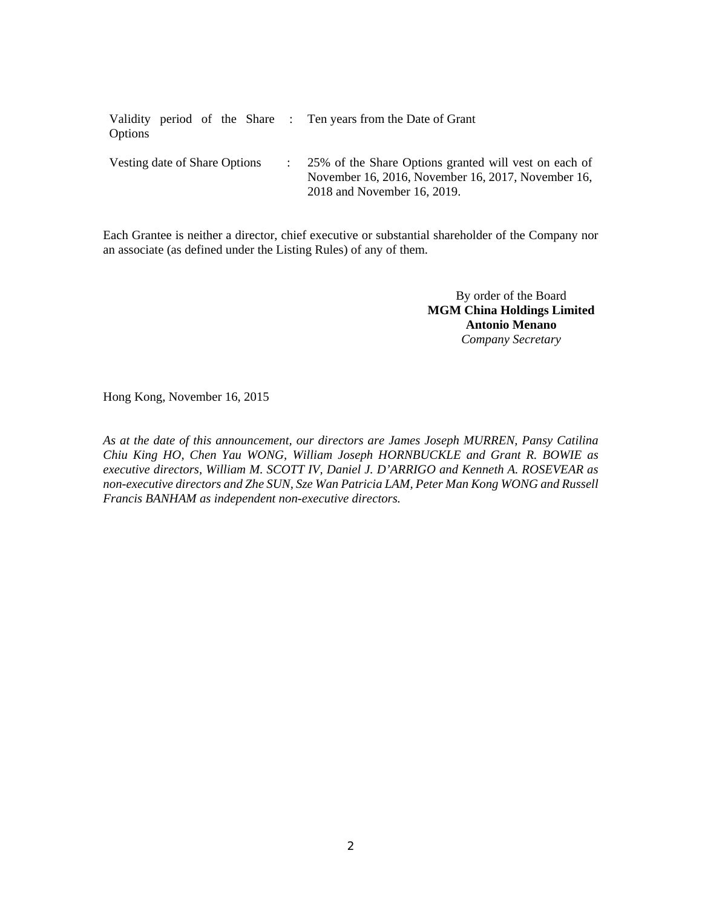| | | |
|---|---|---|
| Validity period of the Share Options | : | Ten years from the Date of Grant |
| Vesting date of Share Options | : | 25% of the Share Options granted will vest on each of November 16, 2016, November 16, 2017, November 16, 2018 and November 16, 2019. |

Each Grantee is neither a director, chief executive or substantial shareholder of the Company nor an associate (as defined under the Listing Rules) of any of them.

By order of the Board
**MGM China Holdings Limited**
**Antonio Menano**
*Company Secretary*

Hong Kong, November 16, 2015

*As at the date of this announcement, our directors are James Joseph MURREN, Pansy Catilina Chiu King HO, Chen Yau WONG, William Joseph HORNBUCKLE and Grant R. BOWIE as executive directors, William M. SCOTT IV, Daniel J. D'ARRIGO and Kenneth A. ROSEVEAR as non-executive directors and Zhe SUN, Sze Wan Patricia LAM, Peter Man Kong WONG and Russell Francis BANHAM as independent non-executive directors.*